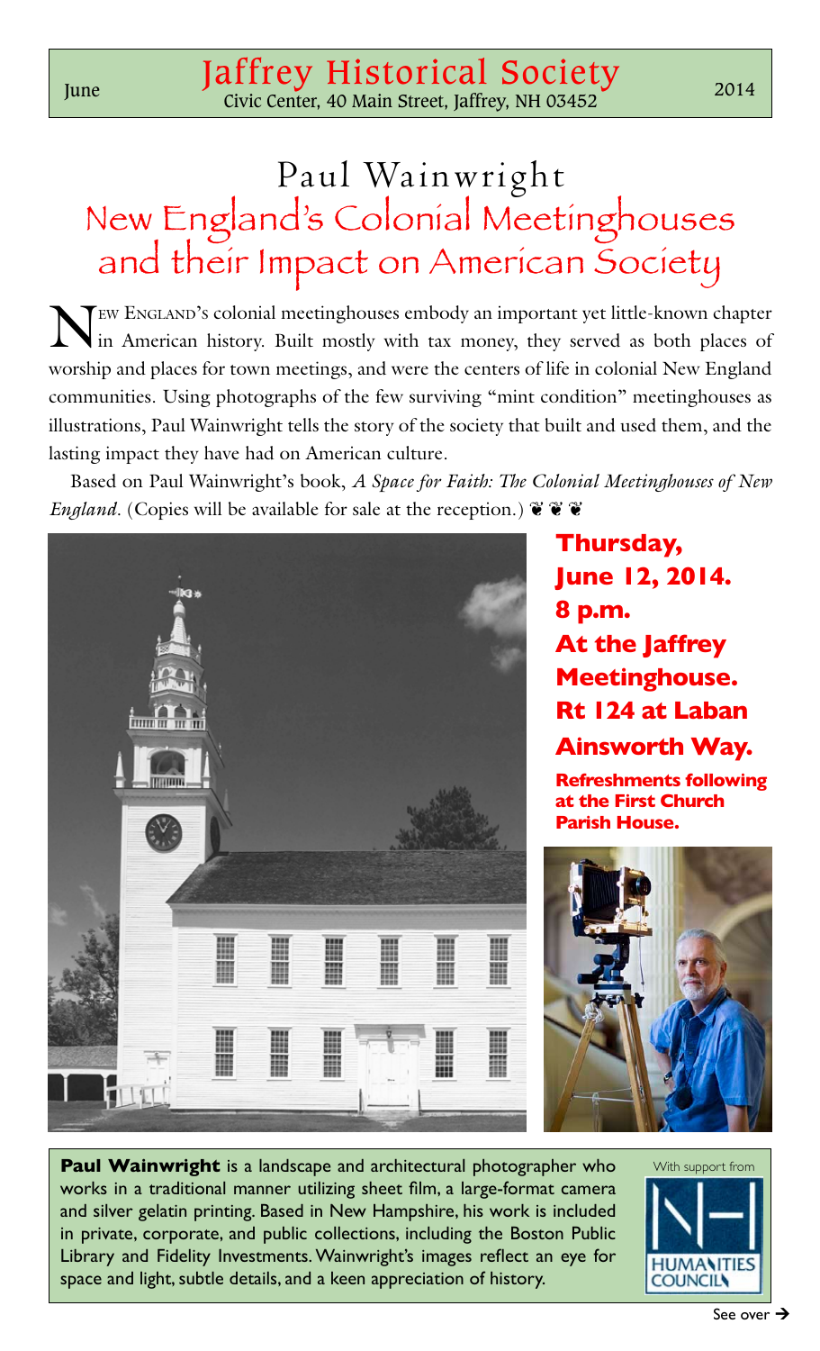June **Jaffrey Historical Society** 2014

Civic Center, 40 Main Street, Jaffrey, NH 03452

# Paul Wainwright

## New England's Colonial Meetinghouses and their Impact on American Society

New England's colonial meetinghouses embody an important yet little-known chapter in American history. Built mostly with tax money, they served as both places of worship and places for town meetings, and were the centers of life in colonial New England communities. Using photographs of the few surviving "mint condition" meetinghouses as illustrations, Paul Wainwright tells the story of the society that built and used them, and the lasting impact they have had on American culture.

Based on Paul Wainwright's book, *A Space for Faith: The Colonial Meetinghouses of New England*. (Copies will be available for sale at the reception.) ❦ ❦ ❦

**Thursday, June 12, 2014. 8 p.m. At the Jaffrey Meetinghouse. Rt 124 at Laban Ainsworth Way.**

**Refreshments following at the First Church Parish House.**

**Paul Wainwright** is a landscape and architectural photographer who works in a traditional manner utilizing sheet film, a large-format camera and silver gelatin printing. Based in New Hampshire, his work is included in private, corporate, and public collections, including the Boston Public Library and Fidelity Investments. Wainwright's images reflect an eye for space and light, subtle details, and a keen appreciation of history.

With support from NH Humanities Council

See over →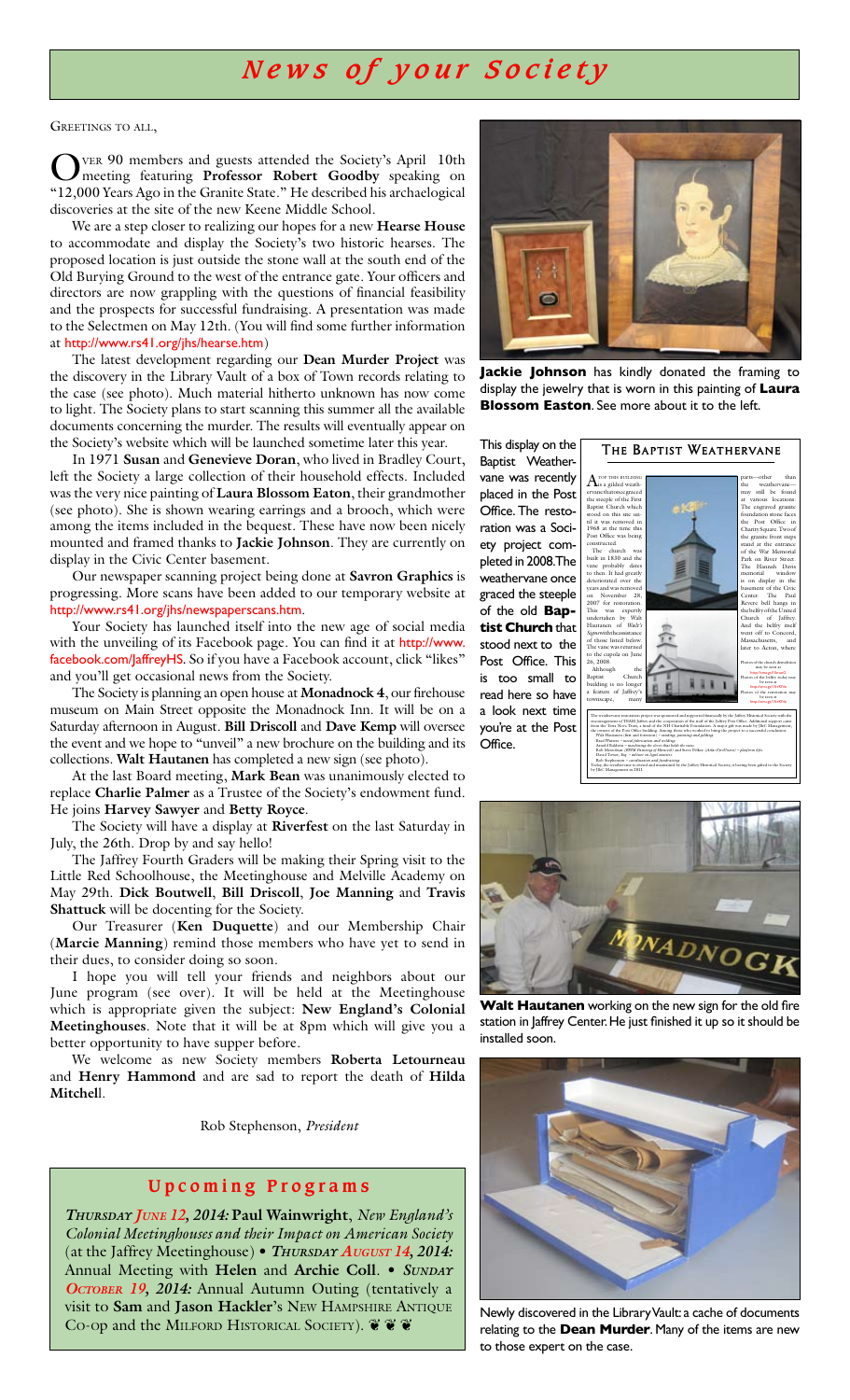# News of your Society

GREETINGS TO ALL,

Over 90 members and guests attended the Society's April 10th meeting featuring **Professor Robert Goodby** speaking on "12,000 Years Ago in the Granite State." He described his archaelogical discoveries at the site of the new Keene Middle School.

We are a step closer to realizing our hopes for a new **Hearse House** to accommodate and display the Society's two historic hearses. The proposed location is just outside the stone wall at the south end of the Old Burying Ground to the west of the entrance gate. Your officers and directors are now grappling with the questions of financial feasibility and the prospects for successful fundraising. A presentation was made to the Selectmen on May 12th. (You will find some further information at http://www.rs41.org/jhs/hearse.htm)

The latest development regarding our **Dean Murder Project** was the discovery in the Library Vault of a box of Town records relating to the case (see photo). Much material hitherto unknown has now come to light. The Society plans to start scanning this summer all the available documents concerning the murder. The results will eventually appear on the Society's website which will be launched sometime later this year.

In 1971 **Susan** and **Genevieve Doran**, who lived in Bradley Court, left the Society a large collection of their household effects. Included was the very nice painting of **Laura Blossom Eaton**, their grandmother (see photo). She is shown wearing earrings and a brooch, which were among the items included in the bequest. These have now been nicely mounted and framed thanks to **Jackie Johnson**. They are currently on display in the Civic Center basement.

Our newspaper scanning project being done at **Savron Graphics** is progressing. More scans have been added to our temporary website at http://www.rs41.org/jhs/newspaperscans.htm.

Your Society has launched itself into the new age of social media with the unveiling of its Facebook page. You can find it at http://www.facebook.com/JaffreyHS. So if you have a Facebook account, click "likes" and you'll get occasional news from the Society.

The Society is planning an open house at **Monadnock 4**, our firehouse museum on Main Street opposite the Monadnock Inn. It will be on a Saturday afternoon in August. **Bill Driscoll** and **Dave Kemp** will oversee the event and we hope to "unveil" a new brochure on the building and its collections. **Walt Hautanen** has completed a new sign (see photo).

At the last Board meeting, **Mark Bean** was unanimously elected to replace **Charlie Palmer** as a Trustee of the Society's endowment fund. He joins **Harvey Sawyer** and **Betty Royce**.

The Society will have a display at **Riverfest** on the last Saturday in July, the 26th. Drop by and say hello!

The Jaffrey Fourth Graders will be making their Spring visit to the Little Red Schoolhouse, the Meetinghouse and Melville Academy on May 29th. **Dick Boutwell**, **Bill Driscoll**, **Joe Manning** and **Travis Shattuck** will be docenting for the Society.

Our Treasurer (**Ken Duquette**) and our Membership Chair (**Marcie Manning**) remind those members who have yet to send in their dues, to consider doing so soon.

I hope you will tell your friends and neighbors about our June program (see over). It will be held at the Meetinghouse which is appropriate given the subject: **New England's Colonial Meetinghouses**. Note that it will be at 8pm which will give you a better opportunity to have supper before.

We welcome as new Society members **Roberta Letourneau** and **Henry Hammond** and are sad to report the death of **Hilda Mitchel**l.

Rob Stephenson, *President*

**Jackie Johnson** has kindly donated the framing to display the jewelry that is worn in this painting of **Laura Blossom Easton**. See more about it to the left.

This display on the Baptist Weathervane was recently placed in the Post Office. The restoration was a Society project completed in 2008. The weathervane once graced the steeple of the old **Baptist Church** that stood next to the Post Office. This is too small to read here so have a look next time you're at the Post Office.

**Walt Hautanen** working on the new sign for the old fire station in Jaffrey Center. He just finished it up so it should be installed soon.

Newly discovered in the Library Vault: a cache of documents relating to the **Dean Murder**. Many of the items are new to those expert on the case.

## Upcoming Programs

***Thursday June 12, 2014:*** **Paul Wainwright**, *New England's Colonial Meetinghouses and their Impact on American Society* (at the Jaffrey Meetinghouse) • ***Thursday August 14, 2014:*** Annual Meeting with **Helen** and **Archie Coll**. • ***Sunday October 19, 2014:*** Annual Autumn Outing (tentatively a visit to **Sam** and **Jason Hackler**'s New Hampshire Antique Co-op and the Milford Historical Society). ❦ ❦ ❦